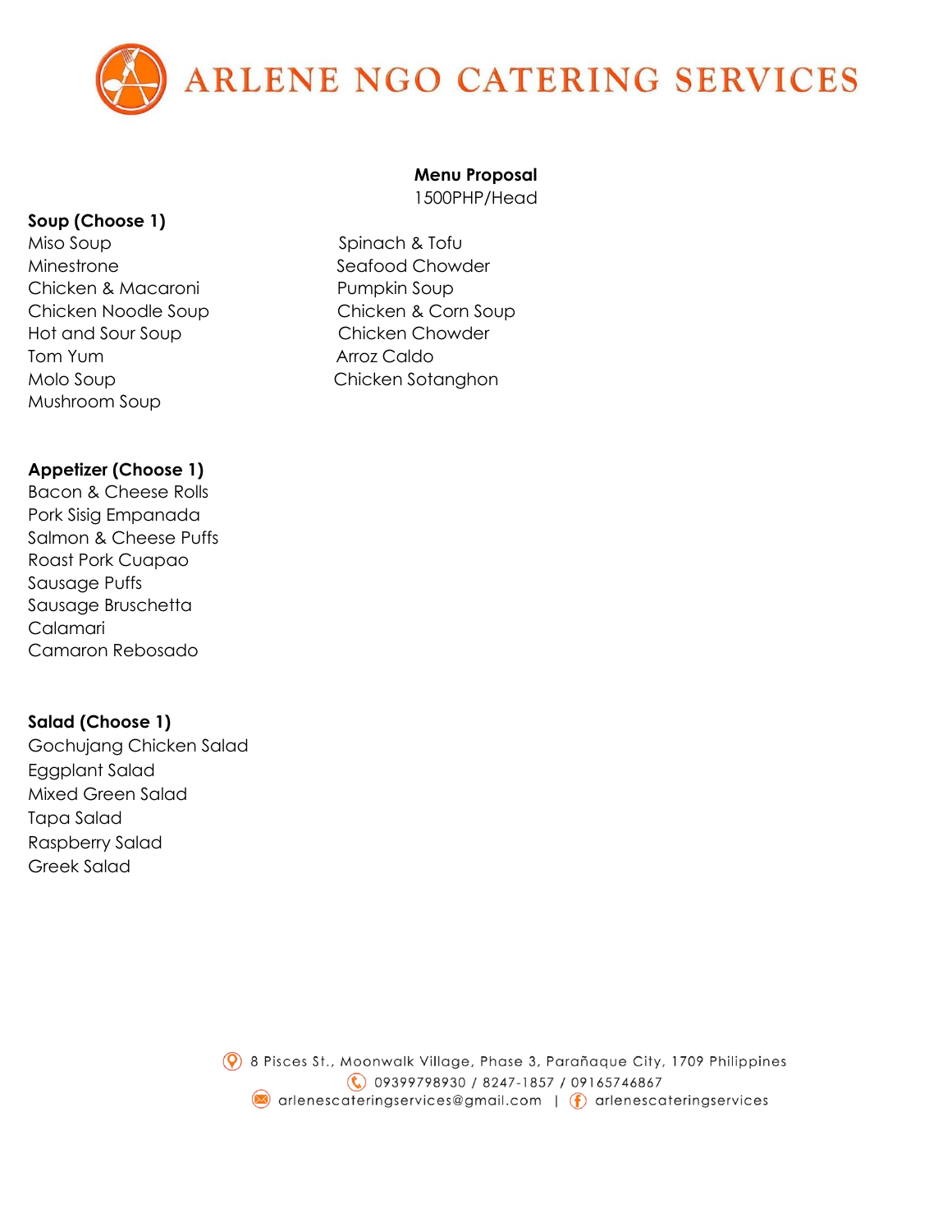# ARLENE NGO CATERING SERVICES

**Menu Proposal**
1500PHP/Head

**Soup (Choose 1)**

- Miso Soup
- Minestrone
- Chicken & Macaroni
- Chicken Noodle Soup
- Hot and Sour Soup
- Tom Yum
- Molo Soup
- Mushroom Soup
- Spinach & Tofu
- Seafood Chowder
- Pumpkin Soup
- Chicken & Corn Soup
- Chicken Chowder
- Arroz Caldo
- Chicken Sotanghon

**Appetizer (Choose 1)**

- Bacon & Cheese Rolls
- Pork Sisig Empanada
- Salmon & Cheese Puffs
- Roast Pork Cuapao
- Sausage Puffs
- Sausage Bruschetta
- Calamari
- Camaron Rebosado

**Salad (Choose 1)**

- Gochujang Chicken Salad
- Eggplant Salad
- Mixed Green Salad
- Tapa Salad
- Raspberry Salad
- Greek Salad

8 Pisces St., Moonwalk Village, Phase 3, Parañaque City, 1709 Philippines
09399798930 / 8247-1857 / 09165746867
arlenescateringservices@gmail.com | arlenescateringservices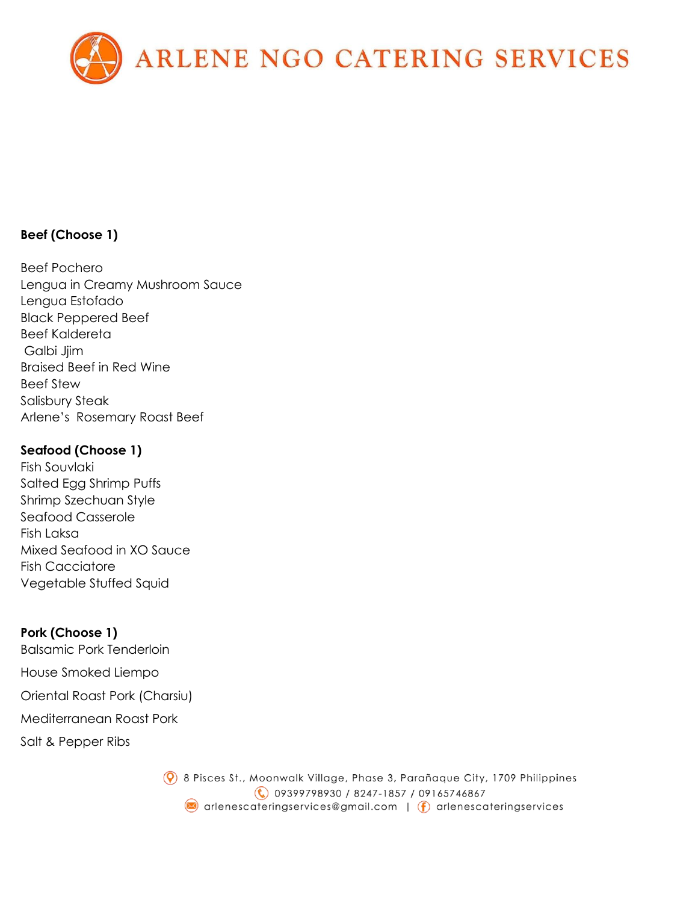**Beef (Choose 1)**

Beef Pochero
Lengua in Creamy Mushroom Sauce
Lengua Estofado
Black Peppered Beef
Beef Kaldereta
Galbi Jjim
Braised Beef in Red Wine
Beef Stew
Salisbury Steak
Arlene's Rosemary Roast Beef

**Seafood (Choose 1)**

Fish Souvlaki
Salted Egg Shrimp Puffs
Shrimp Szechuan Style
Seafood Casserole
Fish Laksa
Mixed Seafood in XO Sauce
Fish Cacciatore
Vegetable Stuffed Squid

**Pork (Choose 1)**

Balsamic Pork Tenderloin

House Smoked Liempo

Oriental Roast Pork (Charsiu)

Mediterranean Roast Pork

Salt & Pepper Ribs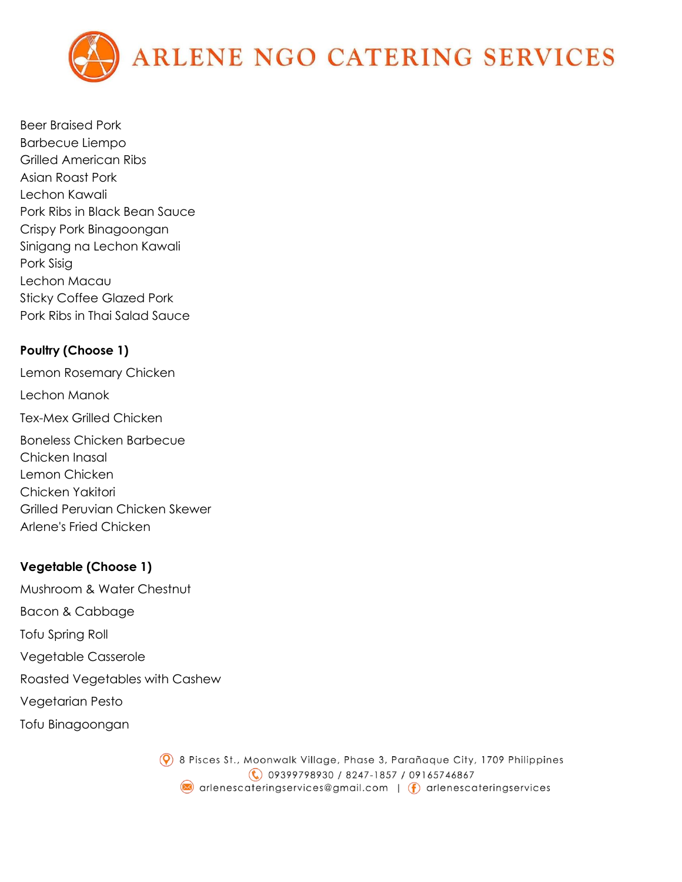Beer Braised Pork
Barbecue Liempo
Grilled American Ribs
Asian Roast Pork
Lechon Kawali
Pork Ribs in Black Bean Sauce
Crispy Pork Binagoongan
Sinigang na Lechon Kawali
Pork Sisig
Lechon Macau
Sticky Coffee Glazed Pork
Pork Ribs in Thai Salad Sauce

**Poultry (Choose 1)**

Lemon Rosemary Chicken

Lechon Manok

Tex-Mex Grilled Chicken

Boneless Chicken Barbecue
Chicken Inasal
Lemon Chicken
Chicken Yakitori
Grilled Peruvian Chicken Skewer
Arlene's Fried Chicken

**Vegetable (Choose 1)**

Mushroom & Water Chestnut

Bacon & Cabbage

Tofu Spring Roll

Vegetable Casserole

Roasted Vegetables with Cashew

Vegetarian Pesto

Tofu Binagoongan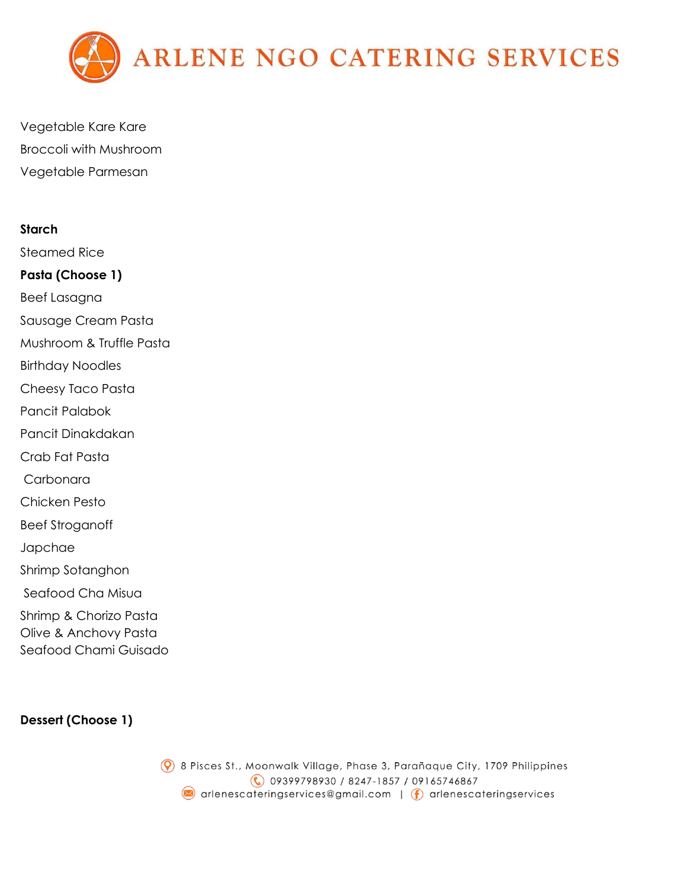Vegetable Kare Kare

Broccoli with Mushroom

Vegetable Parmesan

**Starch**

Steamed Rice

**Pasta (Choose 1)**

Beef Lasagna

Sausage Cream Pasta

Mushroom & Truffle Pasta

Birthday Noodles

Cheesy Taco Pasta

Pancit Palabok

Pancit Dinakdakan

Crab Fat Pasta

Carbonara

Chicken Pesto

Beef Stroganoff

Japchae

Shrimp Sotanghon

Seafood Cha Misua

Shrimp & Chorizo Pasta

Olive & Anchovy Pasta

Seafood Chami Guisado

**Dessert (Choose 1)**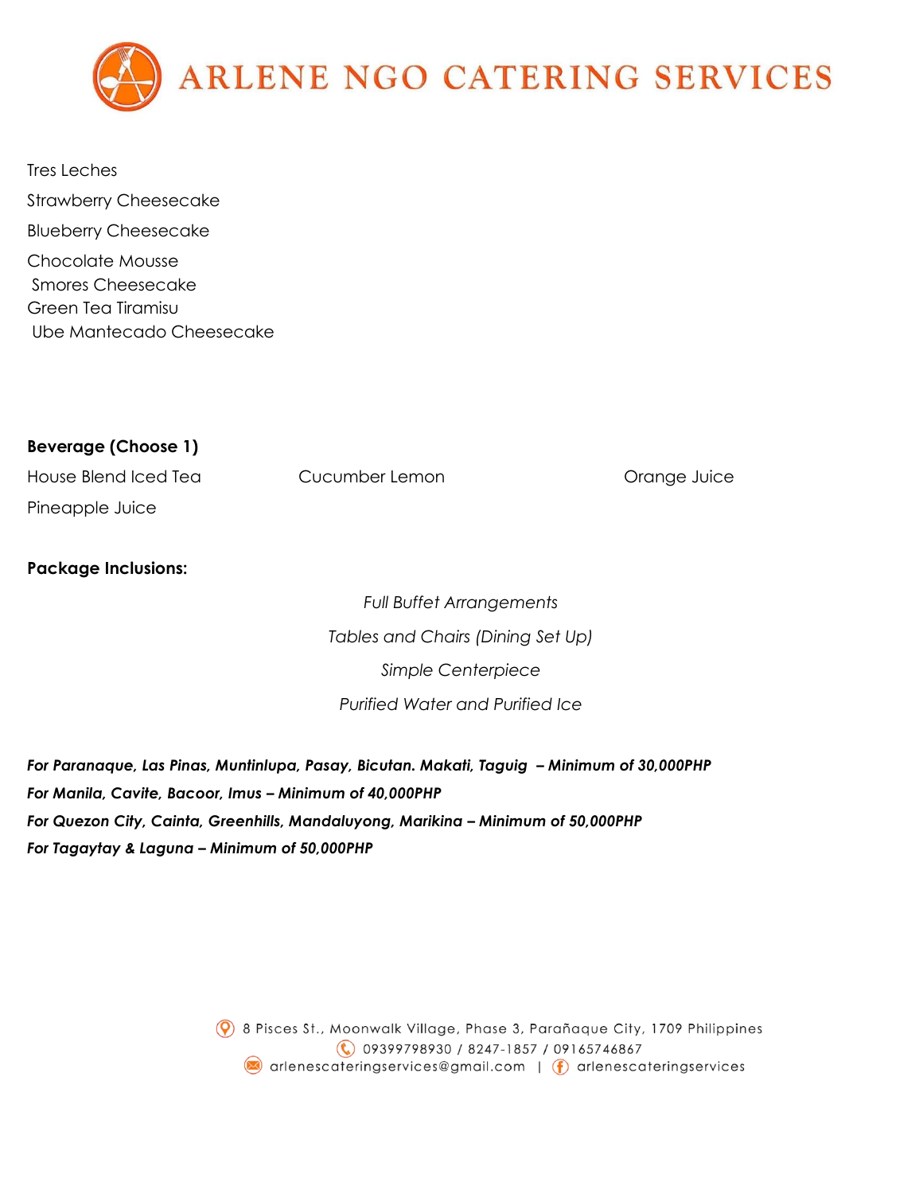Tres Leches

Strawberry Cheesecake

Blueberry Cheesecake

Chocolate Mousse

Smores Cheesecake

Green Tea Tiramisu

Ube Mantecado Cheesecake

**Beverage (Choose 1)**

House Blend Iced Tea

Cucumber Lemon

Orange Juice

Pineapple Juice

**Package Inclusions:**

*Full Buffet Arrangements*

*Tables and Chairs (Dining Set Up)*

*Simple Centerpiece*

*Purified Water and Purified Ice*

***For Paranaque, Las Pinas, Muntinlupa, Pasay, Bicutan. Makati, Taguig – Minimum of 30,000PHP***

***For Manila, Cavite, Bacoor, Imus – Minimum of 40,000PHP***

***For Quezon City, Cainta, Greenhills, Mandaluyong, Marikina – Minimum of 50,000PHP***

***For Tagaytay & Laguna – Minimum of 50,000PHP***

8 Pisces St., Moonwalk Village, Phase 3, Parañaque City, 1709 Philippines

09399798930 / 8247-1857 / 09165746867

arlenescateringservices@gmail.com | arlenescateringservices